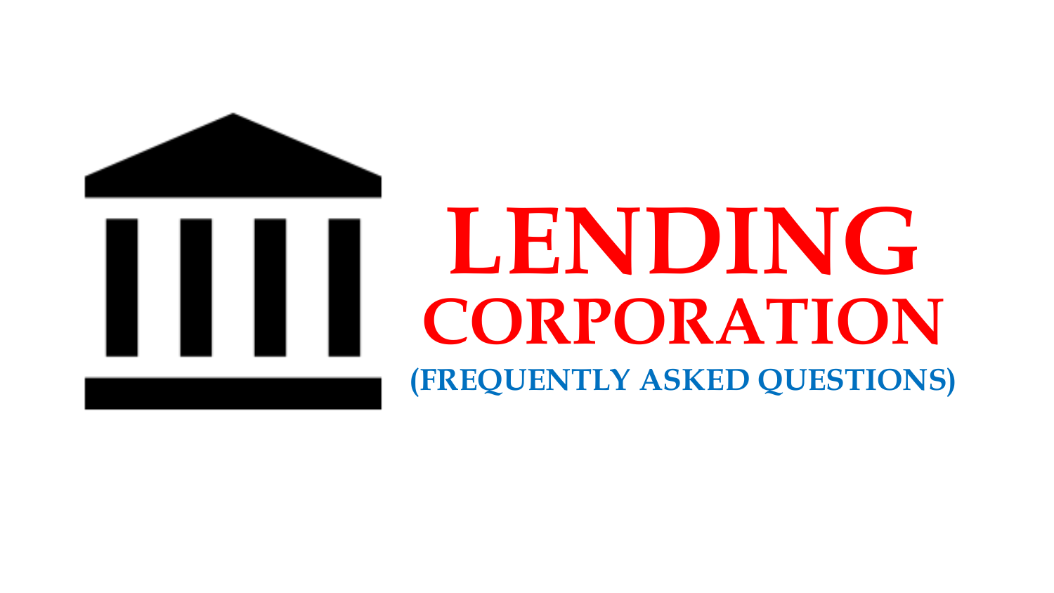# LENDING CORPORATION

## (FREQUENTLY ASKED QUESTIONS)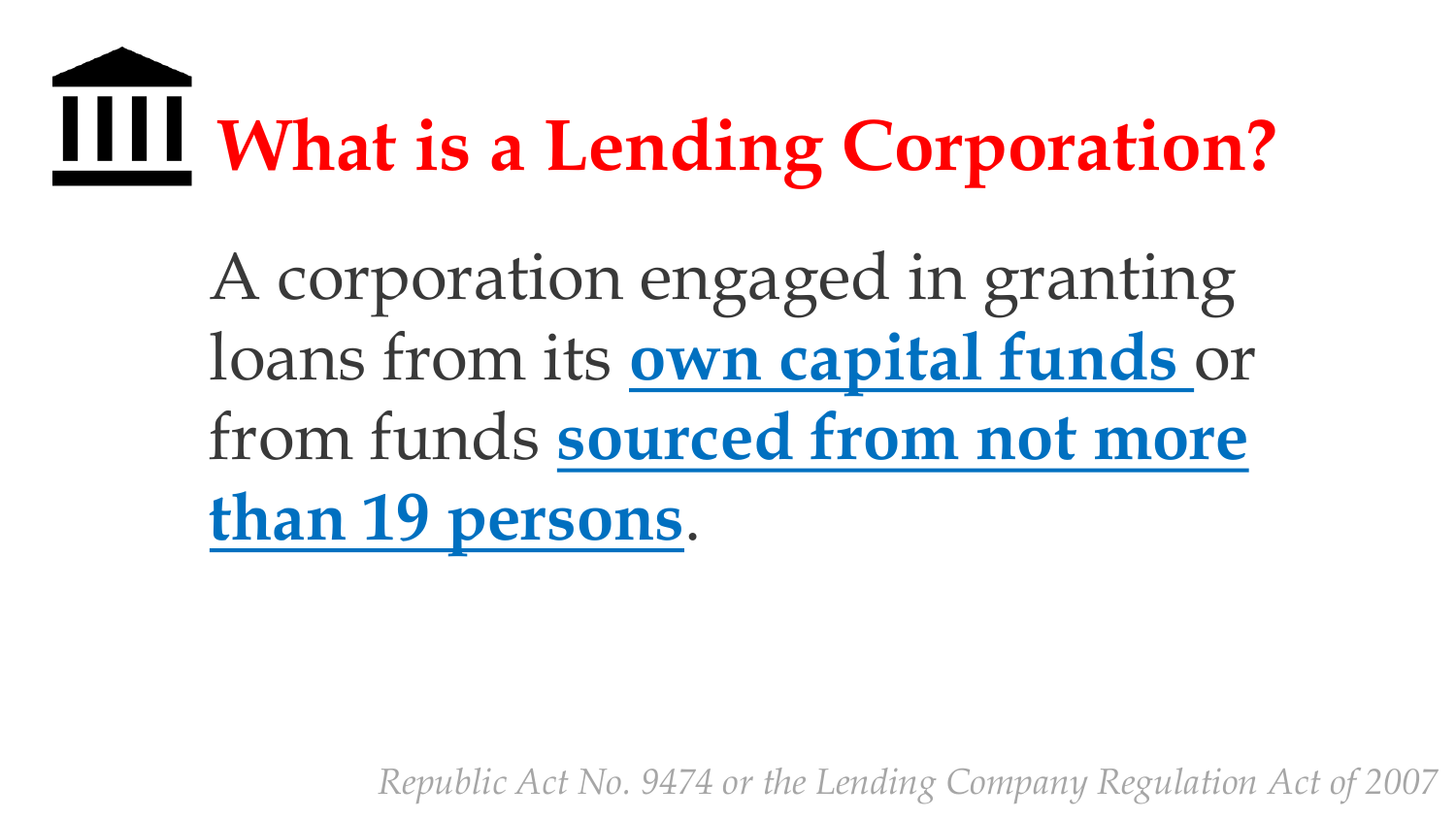# What is a Lending Corporation?

A corporation engaged in granting loans from its **own capital funds** or from funds **sourced from not more than 19 persons**.

*Republic Act No. 9474 or the Lending Company Regulation Act of 2007*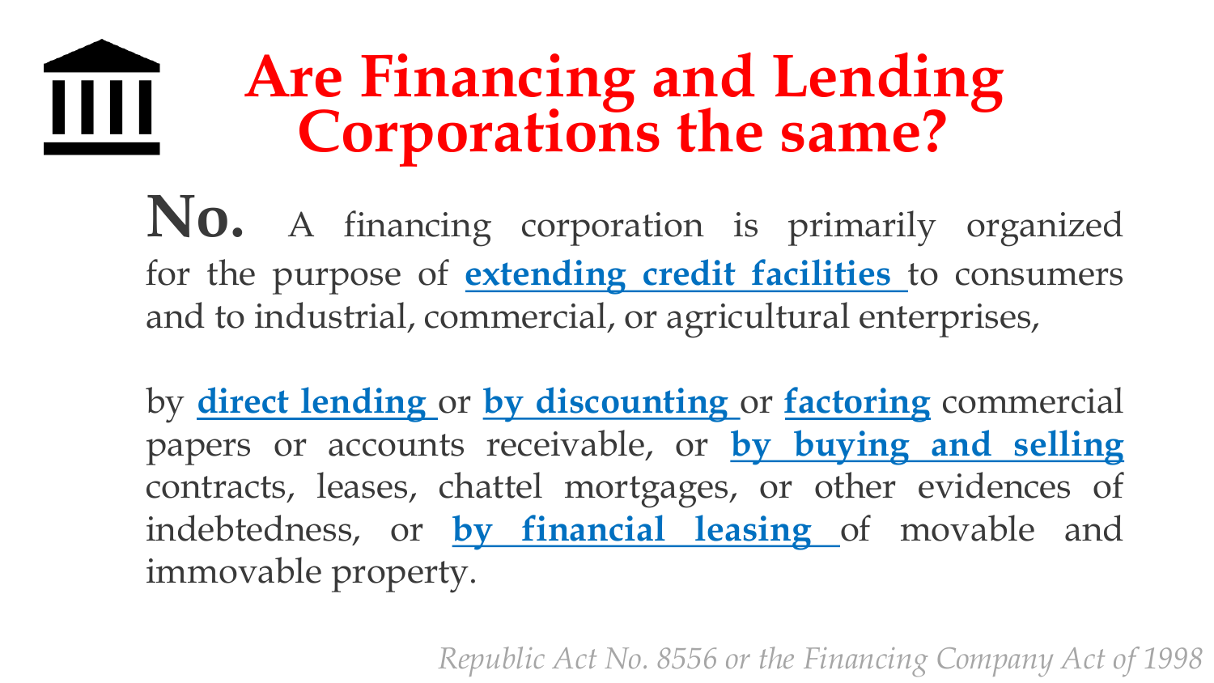# Are Financing and Lending Corporations the same?

**No.** A financing corporation is primarily organized for the purpose of **extending credit facilities** to consumers and to industrial, commercial, or agricultural enterprises,

by **direct lending** or **by discounting** or **factoring** commercial papers or accounts receivable, or **by buying and selling** contracts, leases, chattel mortgages, or other evidences of indebtedness, or **by financial leasing** of movable and immovable property.

*Republic Act No. 8556 or the Financing Company Act of 1998*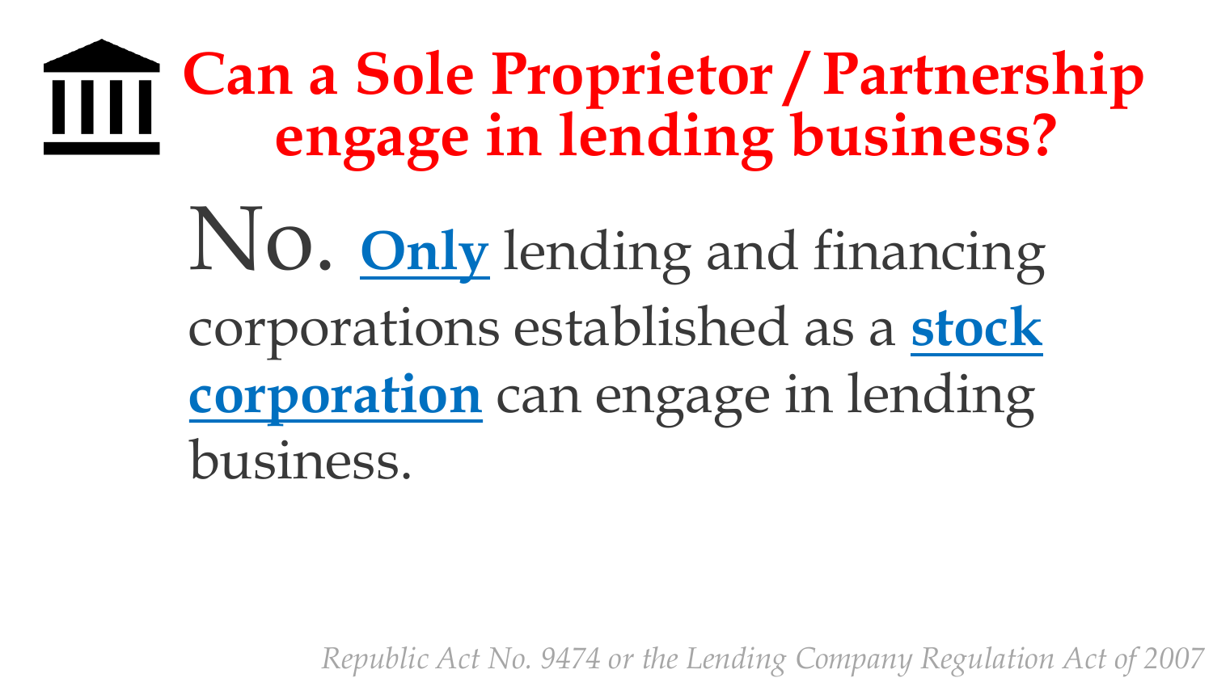# Can a Sole Proprietor / Partnership engage in lending business?

No. **Only** lending and financing corporations established as a **stock corporation** can engage in lending business.

*Republic Act No. 9474 or the Lending Company Regulation Act of 2007*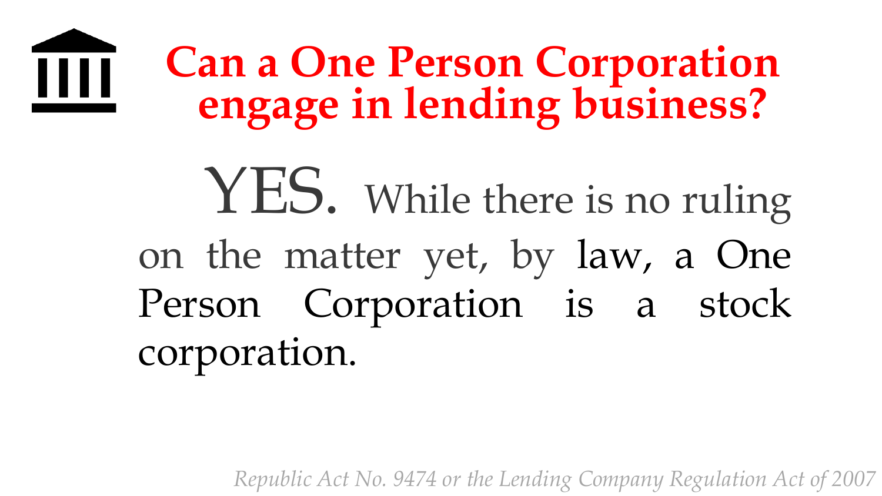## Can a One Person Corporation engage in lending business?

YES. While there is no ruling on the matter yet, by law, a One Person Corporation is a stock corporation.

*Republic Act No. 9474 or the Lending Company Regulation Act of 2007*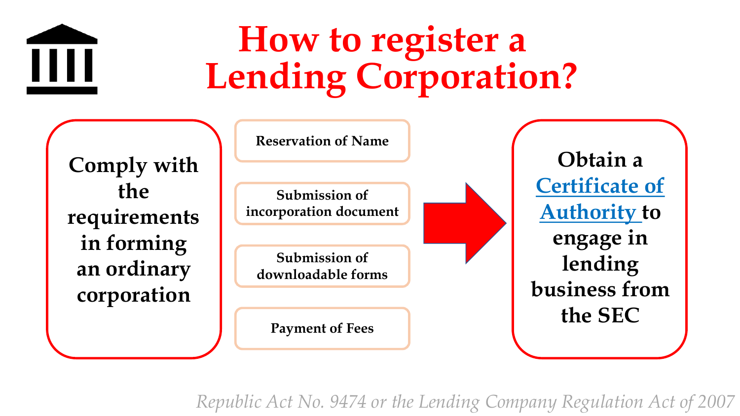# How to register a Lending Corporation?

**Comply with the requirements in forming an ordinary corporation**

- **Reservation of Name**
- **Submission of incorporation document**
- **Submission of downloadable forms**
- **Payment of Fees**

**Obtain a Certificate of Authority to engage in lending business from the SEC**

*Republic Act No. 9474 or the Lending Company Regulation Act of 2007*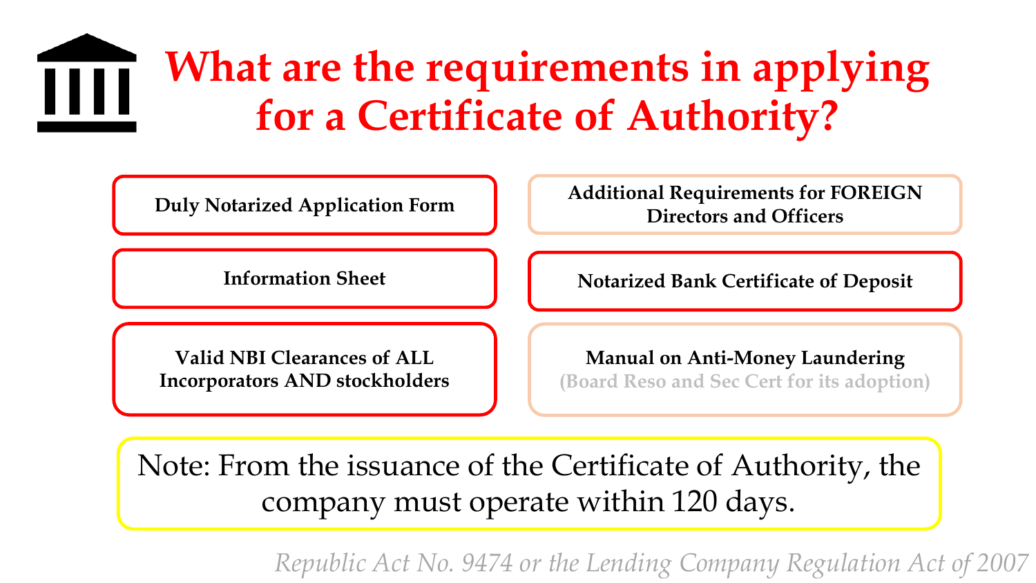# What are the requirements in applying for a Certificate of Authority?

- **Duly Notarized Application Form**
- **Information Sheet**
- **Valid NBI Clearances of ALL Incorporators AND stockholders**
- **Additional Requirements for FOREIGN Directors and Officers**
- **Notarized Bank Certificate of Deposit**
- **Manual on Anti-Money Laundering** (Board Reso and Sec Cert for its adoption)

Note: From the issuance of the Certificate of Authority, the company must operate within 120 days.

*Republic Act No. 9474 or the Lending Company Regulation Act of 2007*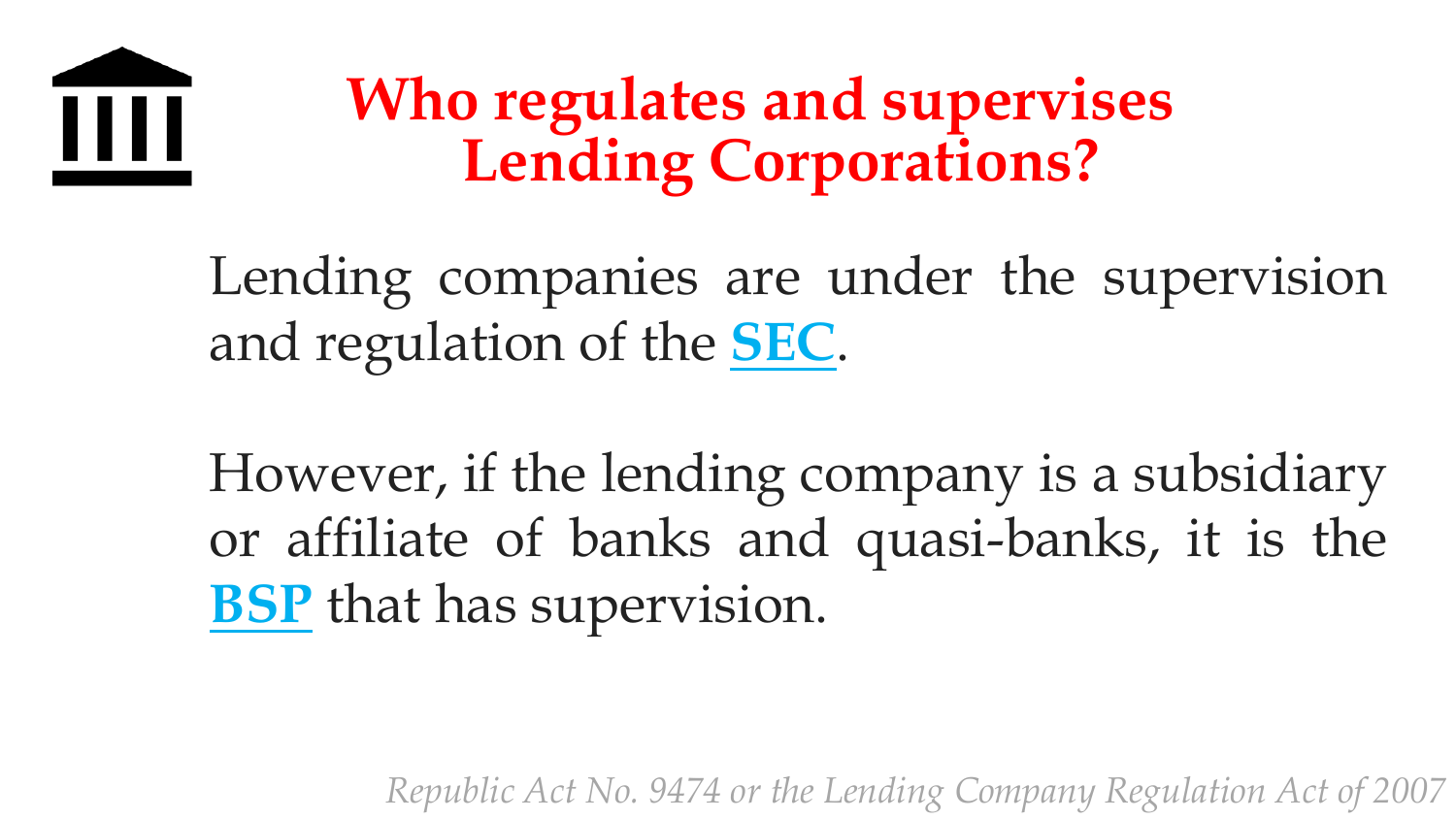# Who regulates and supervises Lending Corporations?

Lending companies are under the supervision and regulation of the **SEC**.

However, if the lending company is a subsidiary or affiliate of banks and quasi-banks, it is the **BSP** that has supervision.

*Republic Act No. 9474 or the Lending Company Regulation Act of 2007*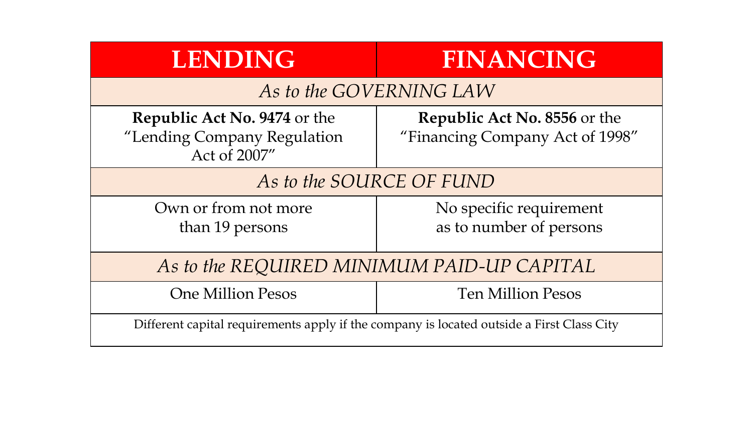| LENDING | FINANCING |
|---|---|
| *As to the GOVERNING LAW* | |
| **Republic Act No. 9474** or the "Lending Company Regulation Act of 2007" | **Republic Act No. 8556** or the "Financing Company Act of 1998" |
| *As to the SOURCE OF FUND* | |
| Own or from not more than 19 persons | No specific requirement as to number of persons |
| *As to the REQUIRED MINIMUM PAID-UP CAPITAL* | |
| One Million Pesos | Ten Million Pesos |
| Different capital requirements apply if the company is located outside a First Class City | |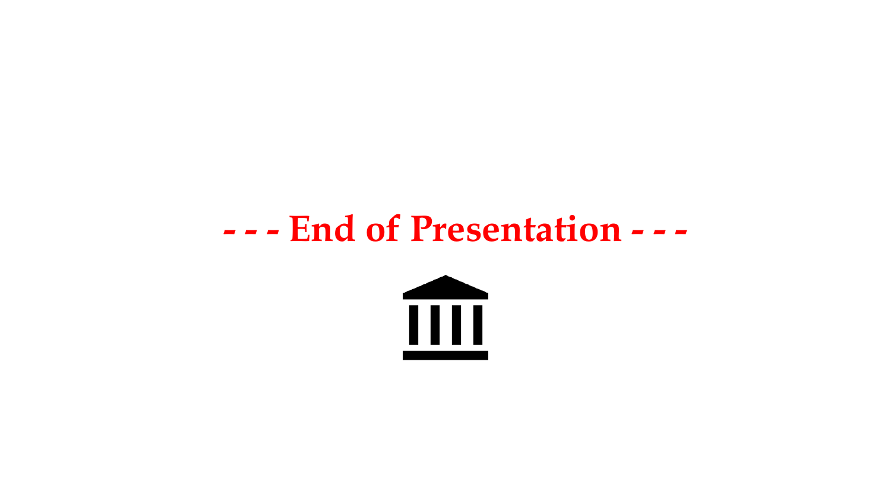**- - - End of Presentation - - -**